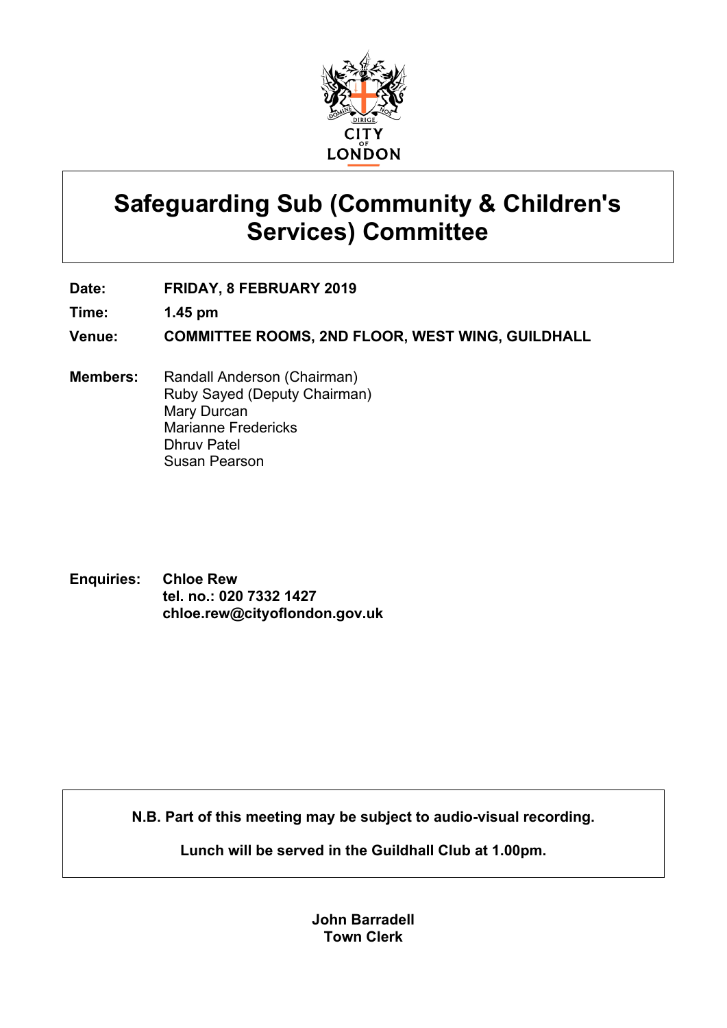# Safeguarding Sub (Community & Children's Services) Committee

**Date:** FRIDAY, 8 FEBRUARY 2019

**Time:** 1.45 pm

**Venue:** COMMITTEE ROOMS, 2ND FLOOR, WEST WING, GUILDHALL

**Members:** Randall Anderson (Chairman)
Ruby Sayed (Deputy Chairman)
Mary Durcan
Marianne Fredericks
Dhruv Patel
Susan Pearson

**Enquiries:** **Chloe Rew**
**tel. no.: 020 7332 1427**
**chloe.rew@cityoflondon.gov.uk**

**N.B. Part of this meeting may be subject to audio-visual recording.**

**Lunch will be served in the Guildhall Club at 1.00pm.**

**John Barradell**
**Town Clerk**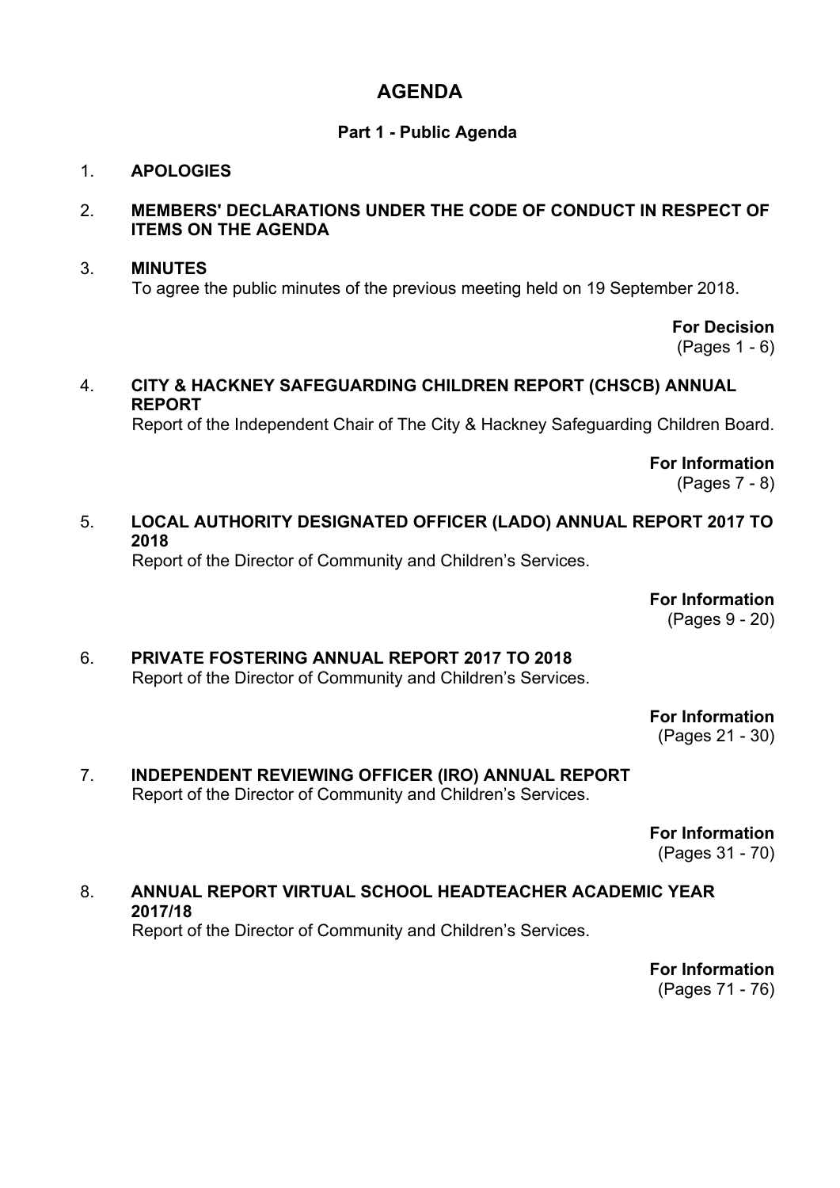# AGENDA

## Part 1 - Public Agenda

1. **APOLOGIES**

2. **MEMBERS' DECLARATIONS UNDER THE CODE OF CONDUCT IN RESPECT OF ITEMS ON THE AGENDA**

3. **MINUTES**
   To agree the public minutes of the previous meeting held on 19 September 2018.

   **For Decision**
   (Pages 1 - 6)

4. **CITY & HACKNEY SAFEGUARDING CHILDREN REPORT (CHSCB) ANNUAL REPORT**
   Report of the Independent Chair of The City & Hackney Safeguarding Children Board.

   **For Information**
   (Pages 7 - 8)

5. **LOCAL AUTHORITY DESIGNATED OFFICER (LADO) ANNUAL REPORT 2017 TO 2018**
   Report of the Director of Community and Children's Services.

   **For Information**
   (Pages 9 - 20)

6. **PRIVATE FOSTERING ANNUAL REPORT 2017 TO 2018**
   Report of the Director of Community and Children's Services.

   **For Information**
   (Pages 21 - 30)

7. **INDEPENDENT REVIEWING OFFICER (IRO) ANNUAL REPORT**
   Report of the Director of Community and Children's Services.

   **For Information**
   (Pages 31 - 70)

8. **ANNUAL REPORT VIRTUAL SCHOOL HEADTEACHER ACADEMIC YEAR 2017/18**
   Report of the Director of Community and Children's Services.

   **For Information**
   (Pages 71 - 76)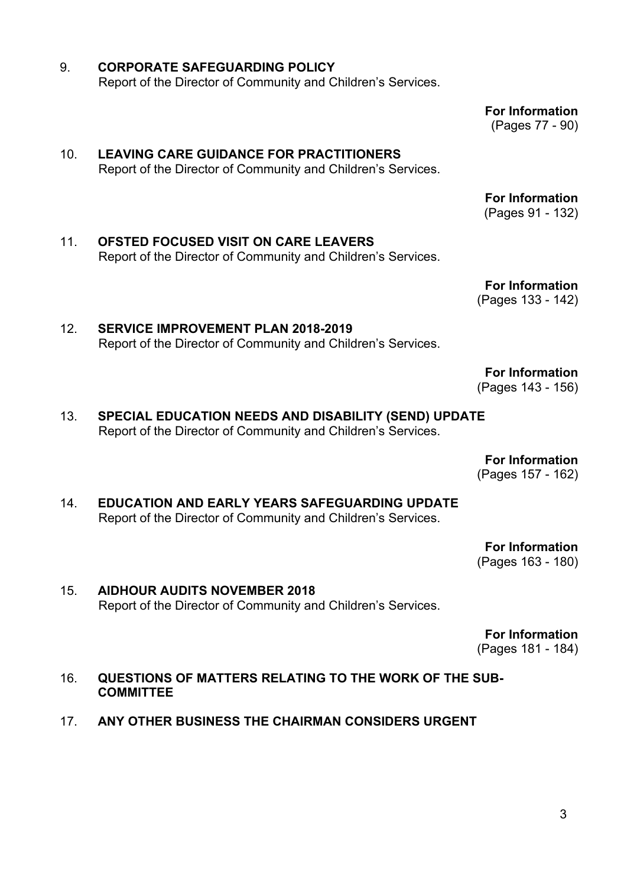9. **CORPORATE SAFEGUARDING POLICY**
   Report of the Director of Community and Children's Services.

   **For Information**
   (Pages 77 - 90)

10. **LEAVING CARE GUIDANCE FOR PRACTITIONERS**
    Report of the Director of Community and Children's Services.

    **For Information**
    (Pages 91 - 132)

11. **OFSTED FOCUSED VISIT ON CARE LEAVERS**
    Report of the Director of Community and Children's Services.

    **For Information**
    (Pages 133 - 142)

12. **SERVICE IMPROVEMENT PLAN 2018-2019**
    Report of the Director of Community and Children's Services.

    **For Information**
    (Pages 143 - 156)

13. **SPECIAL EDUCATION NEEDS AND DISABILITY (SEND) UPDATE**
    Report of the Director of Community and Children's Services.

    **For Information**
    (Pages 157 - 162)

14. **EDUCATION AND EARLY YEARS SAFEGUARDING UPDATE**
    Report of the Director of Community and Children's Services.

    **For Information**
    (Pages 163 - 180)

15. **AIDHOUR AUDITS NOVEMBER 2018**
    Report of the Director of Community and Children's Services.

    **For Information**
    (Pages 181 - 184)

16. **QUESTIONS OF MATTERS RELATING TO THE WORK OF THE SUB-COMMITTEE**

17. **ANY OTHER BUSINESS THE CHAIRMAN CONSIDERS URGENT**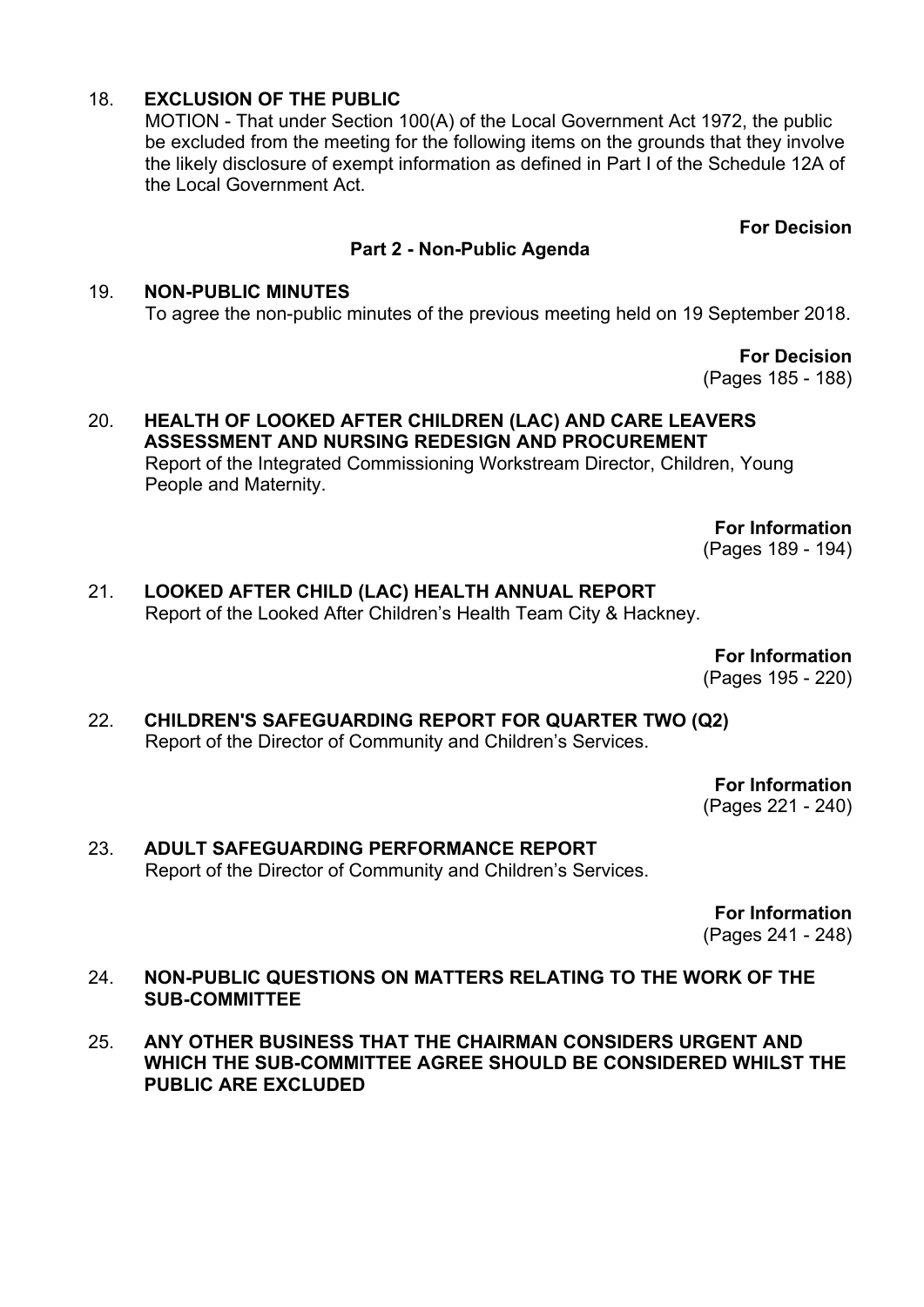18. **EXCLUSION OF THE PUBLIC**

    MOTION - That under Section 100(A) of the Local Government Act 1972, the public be excluded from the meeting for the following items on the grounds that they involve the likely disclosure of exempt information as defined in Part I of the Schedule 12A of the Local Government Act.

**For Decision**

**Part 2 - Non-Public Agenda**

19. **NON-PUBLIC MINUTES**

    To agree the non-public minutes of the previous meeting held on 19 September 2018.

**For Decision**
(Pages 185 - 188)

20. **HEALTH OF LOOKED AFTER CHILDREN (LAC) AND CARE LEAVERS ASSESSMENT AND NURSING REDESIGN AND PROCUREMENT**

    Report of the Integrated Commissioning Workstream Director, Children, Young People and Maternity.

**For Information**
(Pages 189 - 194)

21. **LOOKED AFTER CHILD (LAC) HEALTH ANNUAL REPORT**

    Report of the Looked After Children's Health Team City & Hackney.

**For Information**
(Pages 195 - 220)

22. **CHILDREN'S SAFEGUARDING REPORT FOR QUARTER TWO (Q2)**

    Report of the Director of Community and Children's Services.

**For Information**
(Pages 221 - 240)

23. **ADULT SAFEGUARDING PERFORMANCE REPORT**

    Report of the Director of Community and Children's Services.

**For Information**
(Pages 241 - 248)

24. **NON-PUBLIC QUESTIONS ON MATTERS RELATING TO THE WORK OF THE SUB-COMMITTEE**

25. **ANY OTHER BUSINESS THAT THE CHAIRMAN CONSIDERS URGENT AND WHICH THE SUB-COMMITTEE AGREE SHOULD BE CONSIDERED WHILST THE PUBLIC ARE EXCLUDED**